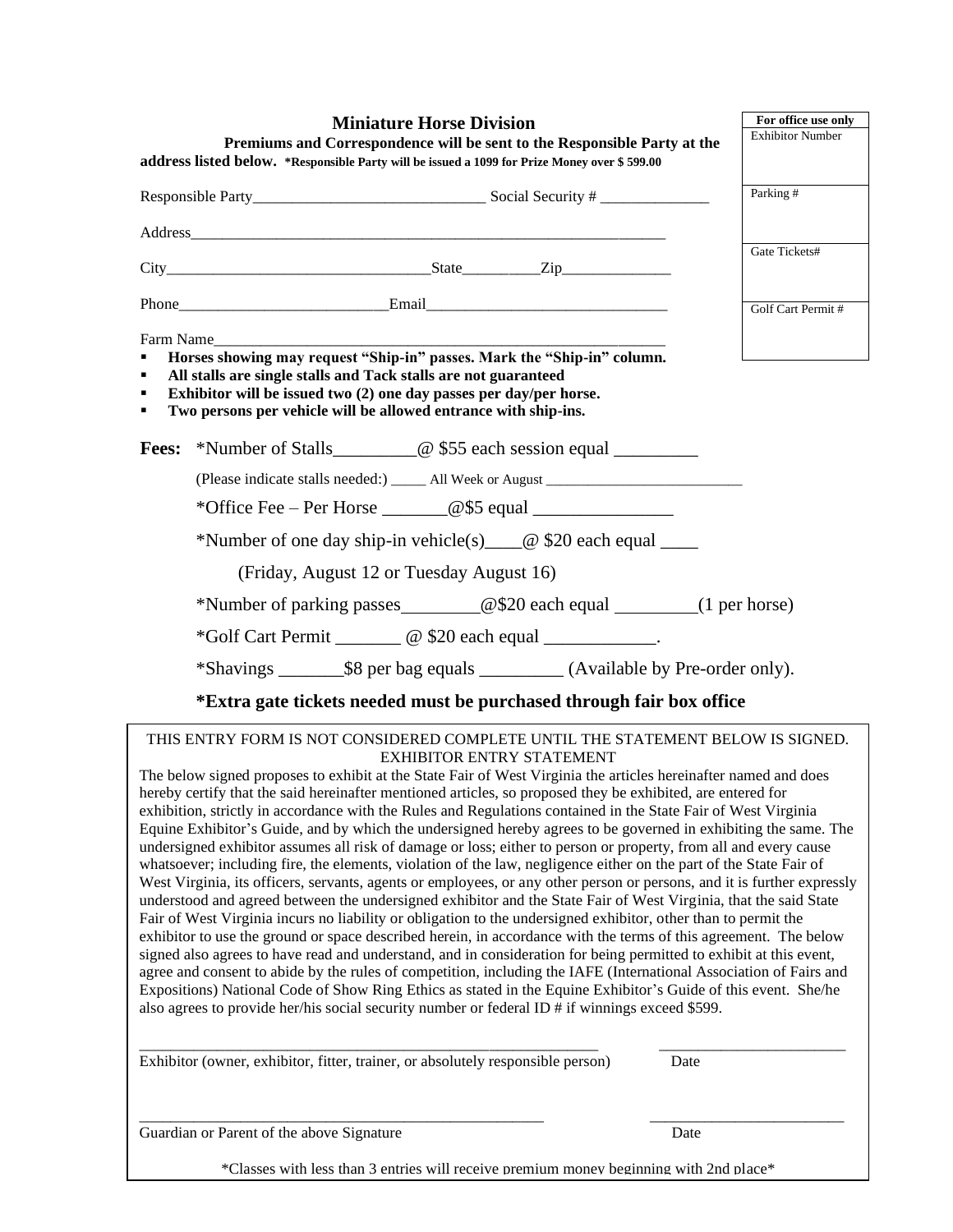## Miniature Horse Division

**Premiums and Correspondence will be sent to the Responsible Party at the address listed below.** ***Responsible Party will be issued a 1099 for Prize Money over $ 599.00**

| For office use only |
|---|
| Exhibitor Number |
| Parking # |
| Gate Tickets# |
| Golf Cart Permit # |

Responsible Party_____________________________ Social Security # ______________

Address_______________________________________________________________

City_________________________________State__________Zip______________

Phone__________________________Email_______________________________

Farm Name_____________________________________________________________

- **Horses showing may request "Ship-in" passes. Mark the "Ship-in" column.**
- **All stalls are single stalls and Tack stalls are not guaranteed**
- **Exhibitor will be issued two (2) one day passes per day/per horse.**
- **Two persons per vehicle will be allowed entrance with ship-ins.**

**Fees:** *Number of Stalls_________@ $55 each session equal _________

(Please indicate stalls needed:) _____ All Week or August ___________________________

*Office Fee – Per Horse _______@$5 equal _______________

*Number of one day ship-in vehicle(s)____@ $20 each equal ____

(Friday, August 12 or Tuesday August 16)

*Number of parking passes________@$20 each equal _________(1 per horse)

*Golf Cart Permit _______ @ $20 each equal ____________.

*Shavings _______$8 per bag equals _________ (Available by Pre-order only).

***Extra gate tickets needed must be purchased through fair box office**

THIS ENTRY FORM IS NOT CONSIDERED COMPLETE UNTIL THE STATEMENT BELOW IS SIGNED.
EXHIBITOR ENTRY STATEMENT

The below signed proposes to exhibit at the State Fair of West Virginia the articles hereinafter named and does hereby certify that the said hereinafter mentioned articles, so proposed they be exhibited, are entered for exhibition, strictly in accordance with the Rules and Regulations contained in the State Fair of West Virginia Equine Exhibitor's Guide, and by which the undersigned hereby agrees to be governed in exhibiting the same. The undersigned exhibitor assumes all risk of damage or loss; either to person or property, from all and every cause whatsoever; including fire, the elements, violation of the law, negligence either on the part of the State Fair of West Virginia, its officers, servants, agents or employees, or any other person or persons, and it is further expressly understood and agreed between the undersigned exhibitor and the State Fair of West Virginia, that the said State Fair of West Virginia incurs no liability or obligation to the undersigned exhibitor, other than to permit the exhibitor to use the ground or space described herein, in accordance with the terms of this agreement. The below signed also agrees to have read and understand, and in consideration for being permitted to exhibit at this event, agree and consent to abide by the rules of competition, including the IAFE (International Association of Fairs and Expositions) National Code of Show Ring Ethics as stated in the Equine Exhibitor's Guide of this event. She/he also agrees to provide her/his social security number or federal ID # if winnings exceed $599.

_____________________________________________________________ ________________________
Exhibitor (owner, exhibitor, fitter, trainer, or absolutely responsible person) Date

______________________________________________________ __________________________
Guardian or Parent of the above Signature Date

*Classes with less than 3 entries will receive premium money beginning with 2nd place*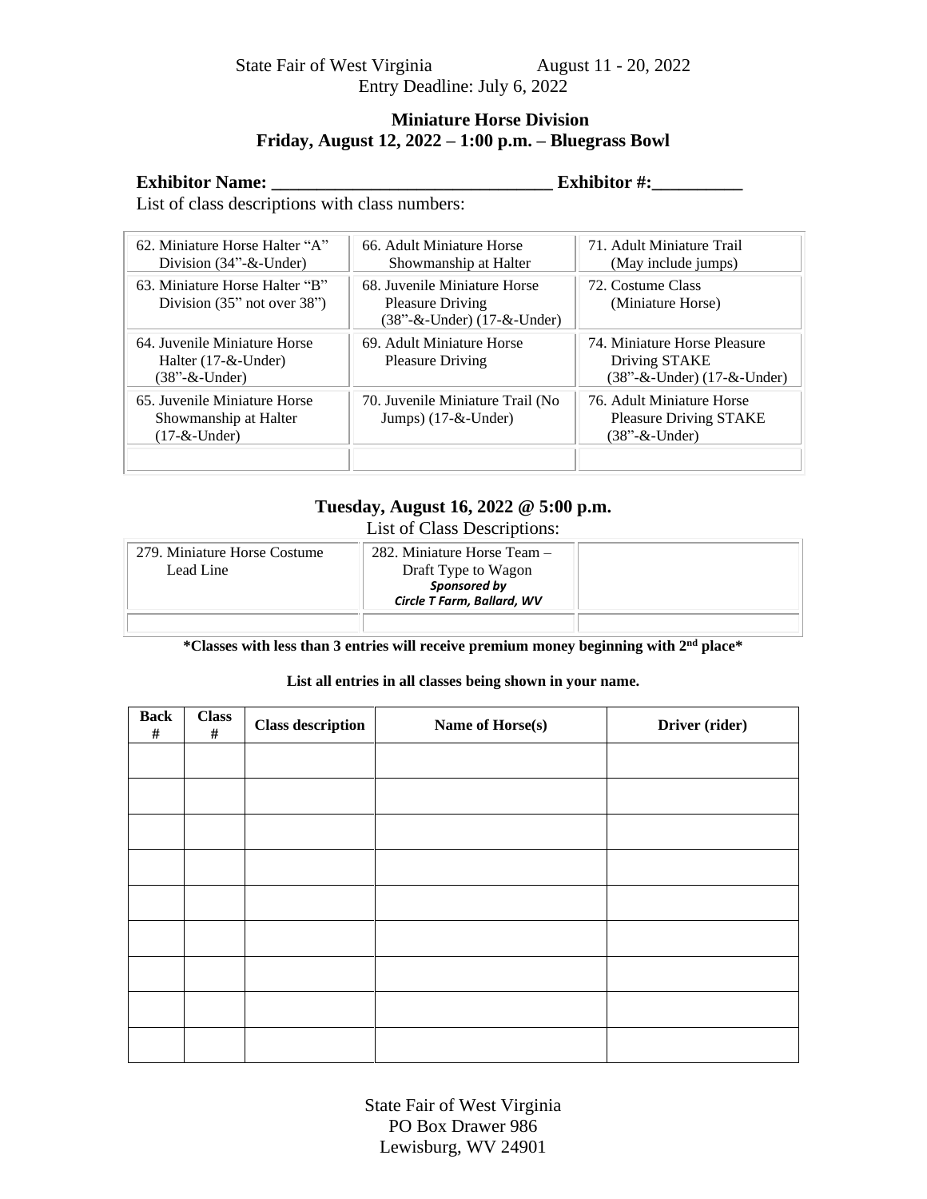State Fair of West Virginia August 11 - 20, 2022
Entry Deadline: July 6, 2022

### Miniature Horse Division
### Friday, August 12, 2022 – 1:00 p.m. – Bluegrass Bowl

**Exhibitor Name: _______________________________ Exhibitor #:__________**

List of class descriptions with class numbers:

| | | |
|---|---|---|
| 62. Miniature Horse Halter "A" Division (34"-&-Under) | 66. Adult Miniature Horse Showmanship at Halter | 71. Adult Miniature Trail (May include jumps) |
| 63. Miniature Horse Halter "B" Division (35" not over 38") | 68. Juvenile Miniature Horse Pleasure Driving (38"-&-Under) (17-&-Under) | 72. Costume Class (Miniature Horse) |
| 64. Juvenile Miniature Horse Halter (17-&-Under) (38"-&-Under) | 69. Adult Miniature Horse Pleasure Driving | 74. Miniature Horse Pleasure Driving STAKE (38"-&-Under) (17-&-Under) |
| 65. Juvenile Miniature Horse Showmanship at Halter (17-&-Under) | 70. Juvenile Miniature Trail (No Jumps) (17-&-Under) | 76. Adult Miniature Horse Pleasure Driving STAKE (38"-&-Under) |
| | | |

### Tuesday, August 16, 2022 @ 5:00 p.m.

List of Class Descriptions:

| | | |
|---|---|---|
| 279. Miniature Horse Costume Lead Line | 282. Miniature Horse Team – Draft Type to Wagon ***Sponsored by Circle T Farm, Ballard, WV*** | |
| | | |

**\*Classes with less than 3 entries will receive premium money beginning with 2nd place\***

**List all entries in all classes being shown in your name.**

| Back # | Class # | Class description | Name of Horse(s) | Driver (rider) |
|---|---|---|---|---|
| | | | | |
| | | | | |
| | | | | |
| | | | | |
| | | | | |
| | | | | |
| | | | | |
| | | | | |
| | | | | |

State Fair of West Virginia
PO Box Drawer 986
Lewisburg, WV 24901